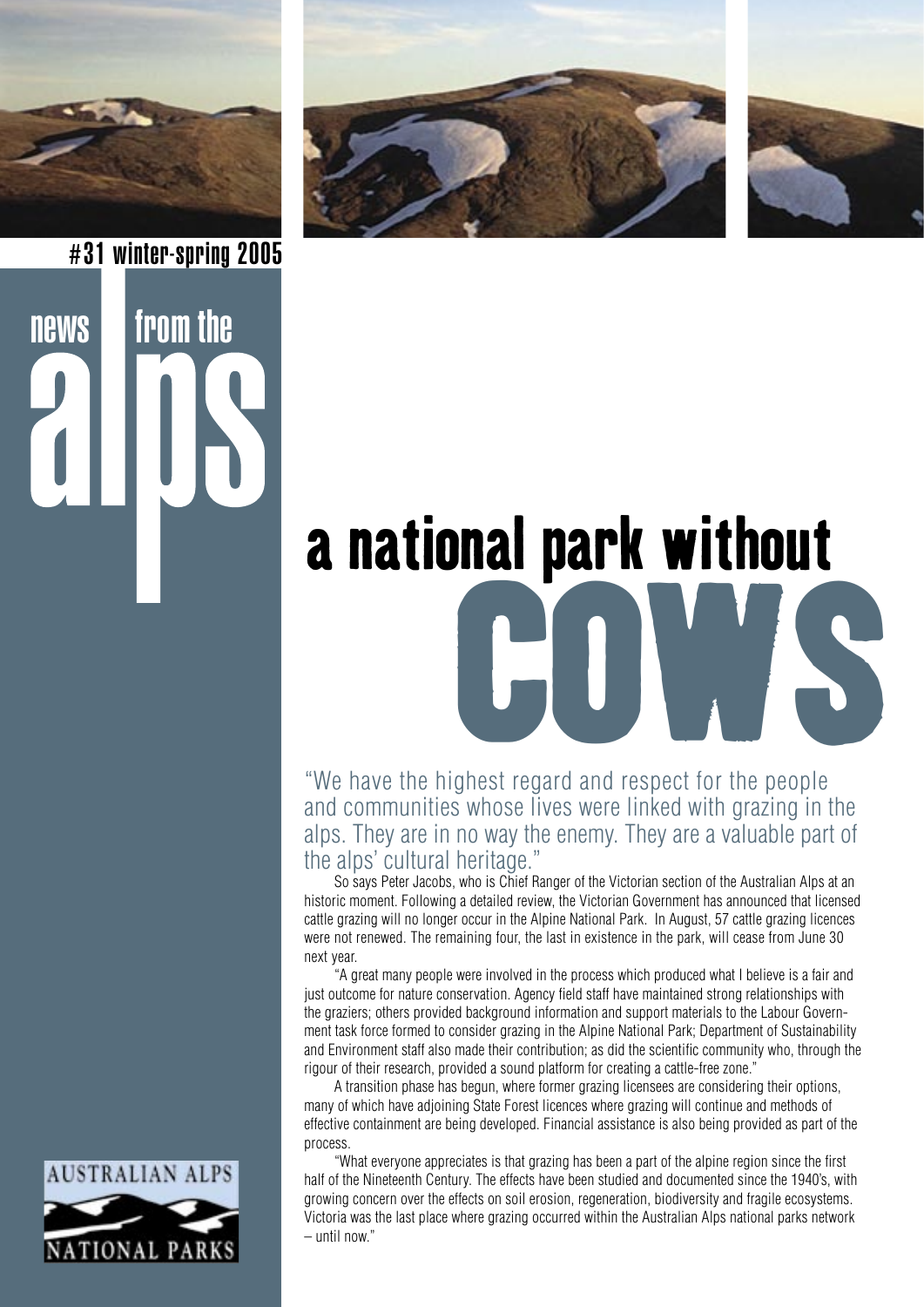#31 winter-spring 2005

news from the alps

# a national park without COWS

"We have the highest regard and respect for the people and communities whose lives were linked with grazing in the alps. They are in no way the enemy. They are a valuable part of the alps' cultural heritage."

So says Peter Jacobs, who is Chief Ranger of the Victorian section of the Australian Alps at an historic moment. Following a detailed review, the Victorian Government has announced that licensed cattle grazing will no longer occur in the Alpine National Park. In August, 57 cattle grazing licences were not renewed. The remaining four, the last in existence in the park, will cease from June 30 next year.

"A great many people were involved in the process which produced what I believe is a fair and just outcome for nature conservation. Agency field staff have maintained strong relationships with the graziers; others provided background information and support materials to the Labour Government task force formed to consider grazing in the Alpine National Park; Department of Sustainability and Environment staff also made their contribution; as did the scientific community who, through the rigour of their research, provided a sound platform for creating a cattle-free zone."

A transition phase has begun, where former grazing licensees are considering their options, many of which have adjoining State Forest licences where grazing will continue and methods of effective containment are being developed. Financial assistance is also being provided as part of the process.

"What everyone appreciates is that grazing has been a part of the alpine region since the first half of the Nineteenth Century. The effects have been studied and documented since the 1940's, with growing concern over the effects on soil erosion, regeneration, biodiversity and fragile ecosystems. Victoria was the last place where grazing occurred within the Australian Alps national parks network – until now."

AUSTRALIAN ALPS NATIONAL PARKS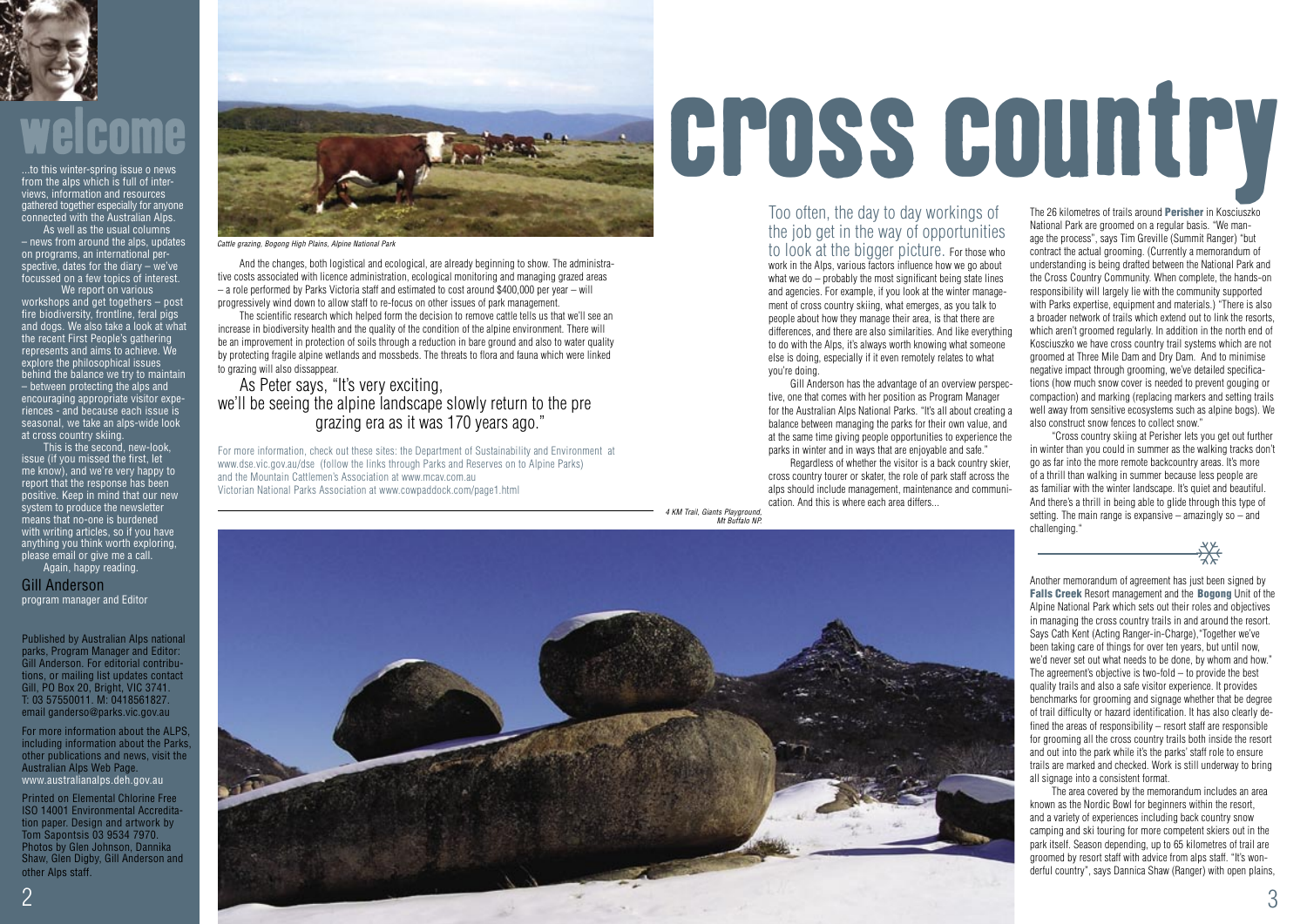# welcome

...to this winter-spring issue o news from the alps which is full of interviews, information and resources gathered together especially for anyone connected with the Australian Alps.

As well as the usual columns – news from around the alps, updates on programs, an international perspective, dates for the diary – we've focussed on a few topics of interest.

We report on various workshops and get togethers – post fire biodiversity, frontline, feral pigs and dogs. We also take a look at what the recent First People's gathering represents and aims to achieve. We explore the philosophical issues behind the balance we try to maintain – between protecting the alps and encouraging appropriate visitor experiences - and because each issue is seasonal, we take an alps-wide look at cross country skiing.

This is the second, new-look, issue (if you missed the first, let me know), and we're very happy to report that the response has been positive. Keep in mind that our new system to produce the newsletter means that no-one is burdened with writing articles, so if you have anything you think worth exploring, please email or give me a call.

Again, happy reading.

Gill Anderson
program manager and Editor

Published by Australian Alps national parks, Program Manager and Editor: Gill Anderson. For editorial contributions, or mailing list updates contact Gill, PO Box 20, Bright, VIC 3741. T: 03 57550011. M: 0418561827. email ganderso@parks.vic.gov.au

For more information about the ALPS, including information about the Parks, other publications and news, visit the Australian Alps Web Page. www.australianalps.deh.gov.au

Printed on Elemental Chlorine Free ISO 14001 Environmental Accreditation paper. Design and artwork by Tom Sapontsis 03 9534 7970. Photos by Glen Johnson, Dannika Shaw, Glen Digby, Gill Anderson and other Alps staff.

*Cattle grazing, Bogong High Plains, Alpine National Park*

And the changes, both logistical and ecological, are already beginning to show. The administrative costs associated with licence administration, ecological monitoring and managing grazed areas – a role performed by Parks Victoria staff and estimated to cost around $400,000 per year – will progressively wind down to allow staff to re-focus on other issues of park management.

The scientific research which helped form the decision to remove cattle tells us that we'll see an increase in biodiversity health and the quality of the condition of the alpine environment. There will be an improvement in protection of soils through a reduction in bare ground and also to water quality by protecting fragile alpine wetlands and mossbeds. The threats to flora and fauna which were linked to grazing will also dissappear.

As Peter says, "It's very exciting, we'll be seeing the alpine landscape slowly return to the pre grazing era as it was 170 years ago."

For more information, check out these sites: the Department of Sustainability and Environment at www.dse.vic.gov.au/dse (follow the links through Parks and Reserves on to Alpine Parks) and the Mountain Cattlemen's Association at www.mcav.com.au
Victorian National Parks Association at www.cowpaddock.com/page1.html

# cross country

Too often, the day to day workings of the job get in the way of opportunities to look at the bigger picture. For those who work in the Alps, various factors influence how we go about what we do – probably the most significant being state lines and agencies. For example, if you look at the winter management of cross country skiing, what emerges, as you talk to people about how they manage their area, is that there are differences, and there are also similarities. And like everything to do with the Alps, it's always worth knowing what someone else is doing, especially if it even remotely relates to what you're doing.

Gill Anderson has the advantage of an overview perspective, one that comes with her position as Program Manager for the Australian Alps National Parks. "It's all about creating a balance between managing the parks for their own value, and at the same time giving people opportunities to experience the parks in winter and in ways that are enjoyable and safe."

Regardless of whether the visitor is a back country skier, cross country tourer or skater, the role of park staff across the alps should include management, maintenance and communication. And this is where each area differs...

*4 KM Trail, Giants Playground, Mt Buffalo NP.*

The 26 kilometres of trails around **Perisher** in Kosciuszko National Park are groomed on a regular basis. "We manage the process", says Tim Greville (Summit Ranger) "but contract the actual grooming. (Currently a memorandum of understanding is being drafted between the National Park and the Cross Country Community. When complete, the hands-on responsibility will largely lie with the community supported with Parks expertise, equipment and materials.) "There is also a broader network of trails which extend out to link the resorts, which aren't groomed regularly. In addition in the north end of Kosciuszko we have cross country trail systems which are not groomed at Three Mile Dam and Dry Dam. And to minimise negative impact through grooming, we've detailed specifications (how much snow cover is needed to prevent gouging or compaction) and marking (replacing markers and setting trails well away from sensitive ecosystems such as alpine bogs). We also construct snow fences to collect snow."

"Cross country skiing at Perisher lets you get out further in winter than you could in summer as the walking tracks don't go as far into the more remote backcountry areas. It's more of a thrill than walking in summer because less people are as familiar with the winter landscape. It's quiet and beautiful. And there's a thrill in being able to glide through this type of setting. The main range is expansive – amazingly so – and challenging."

Another memorandum of agreement has just been signed by **Falls Creek** Resort management and the **Bogong** Unit of the Alpine National Park which sets out their roles and objectives in managing the cross country trails in and around the resort. Says Cath Kent (Acting Ranger-in-Charge),"Together we've been taking care of things for over ten years, but until now, we'd never set out what needs to be done, by whom and how." The agreement's objective is two-fold – to provide the best quality trails and also a safe visitor experience. It provides benchmarks for grooming and signage whether that be degree of trail difficulty or hazard identification. It has also clearly defined the areas of responsibility – resort staff are responsible for grooming all the cross country trails both inside the resort and out into the park while it's the parks' staff role to ensure trails are marked and checked. Work is still underway to bring all signage into a consistent format.

The area covered by the memorandum includes an area known as the Nordic Bowl for beginners within the resort, and a variety of experiences including back country snow camping and ski touring for more competent skiers out in the park itself. Season depending, up to 65 kilometres of trail are groomed by resort staff with advice from alps staff. "It's wonderful country", says Dannica Shaw (Ranger) with open plains,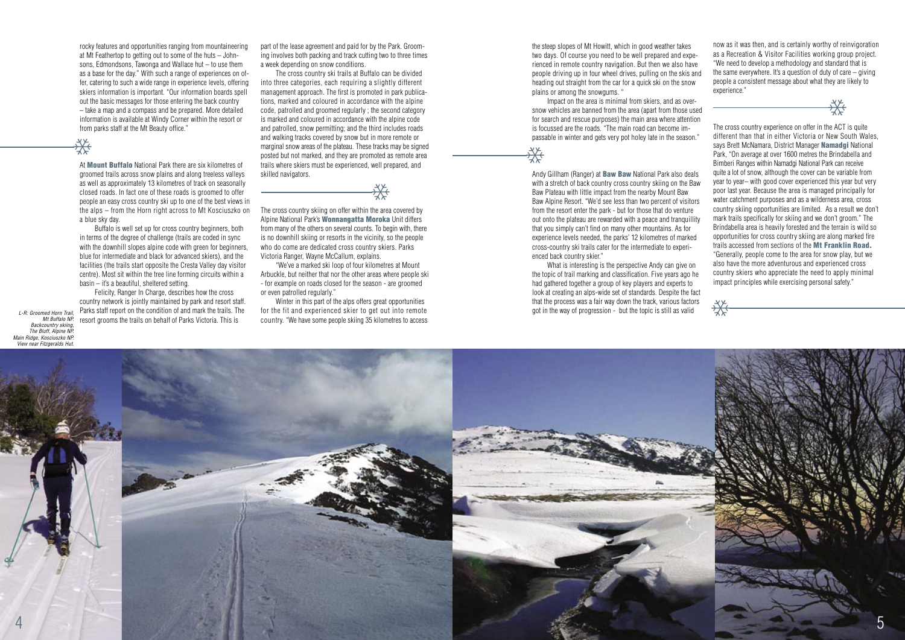rocky features and opportunities ranging from mountaineering at Mt Feathertop to getting out to some of the huts – Johnsons, Edmondsons, Tawonga and Wallace hut – to use them as a base for the day." With such a range of experiences on offer, catering to such a wide range in experience levels, offering skiers information is important. "Our information boards spell out the basic messages for those entering the back country – take a map and a compass and be prepared. More detailed information is available at Windy Corner within the resort or from parks staff at the Mt Beauty office."

At **Mount Buffalo** National Park there are six kilometres of groomed trails across snow plains and along treeless valleys as well as approximately 13 kilometres of track on seasonally closed roads. In fact one of these roads is groomed to offer people an easy cross country ski up to one of the best views in the alps – from the Horn right across to Mt Kosciuszko on a blue sky day.

Buffalo is well set up for cross country beginners, both in terms of the degree of challenge (trails are coded in sync with the downhill slopes alpine code with green for beginners, blue for intermediate and black for advanced skiers), and the facilities (the trails start opposite the Cresta Valley day visitor centre). Most sit within the tree line forming circuits within a basin – it's a beautiful, sheltered setting.

Felicity, Ranger In Charge, describes how the cross country network is jointly maintained by park and resort staff. Parks staff report on the condition of and mark the trails. The resort grooms the trails on behalf of Parks Victoria. This is part of the lease agreement and paid for by the Park. Grooming involves both packing and track cutting two to three times a week depending on snow conditions.

The cross country ski trails at Buffalo can be divided into three categories, each requiring a slightly different management approach. The first is promoted in park publications, marked and coloured in accordance with the alpine code, patrolled and groomed regularly ; the second category is marked and coloured in accordance with the alpine code and patrolled, snow permitting; and the third includes roads and walking tracks covered by snow but in more remote or marginal snow areas of the plateau. These tracks may be signed posted but not marked, and they are promoted as remote area trails where skiers must be experienced, well prepared, and skilled navigators.

The cross country skiing on offer within the area covered by Alpine National Park's **Wonnangatta Moroka** Unit differs from many of the others on several counts. To begin with, there is no downhill skiing or resorts in the vicinity, so the people who do come are dedicated cross country skiers. Parks Victoria Ranger, Wayne McCallum, explains.

"We've a marked ski loop of four kilometres at Mount Arbuckle, but neither that nor the other areas where people ski - for example on roads closed for the season - are groomed or even patrolled regularly."

Winter in this part of the alps offers great opportunities for the fit and experienced skier to get out into remote country. "We have some people skiing 35 kilometres to access the steep slopes of Mt Howitt, which in good weather takes two days. Of course you need to be well prepared and experienced in remote country navigation. But then we also have people driving up in four wheel drives, pulling on the skis and heading out straight from the car for a quick ski on the snow plains or among the snowgums. "

Impact on the area is minimal from skiers, and as oversnow vehicles are banned from the area (apart from those used for search and rescue purposes) the main area where attention is focussed are the roads. "The main road can become impassable in winter and gets very pot holey late in the season."

Andy Gillham (Ranger) at **Baw Baw** National Park also deals with a stretch of back country cross country skiing on the Baw Baw Plateau with little impact from the nearby Mount Baw Baw Alpine Resort. "We'd see less than two percent of visitors from the resort enter the park - but for those that do venture out onto the plateau are rewarded with a peace and tranquillity that you simply can't find on many other mountains. As for experience levels needed, the parks' 12 kilometres of marked cross-country ski trails cater for the intermediate to experienced back country skier."

What is interesting is the perspective Andy can give on the topic of trail marking and classification. Five years ago he had gathered together a group of key players and experts to look at creating an alps-wide set of standards. Despite the fact that the process was a fair way down the track, various factors got in the way of progression - but the topic is still as valid now as it was then, and is certainly worthy of reinvigoration as a Recreation & Visitor Facilities working group project. "We need to develop a methodology and standard that is the same everywhere. It's a question of duty of care – giving people a consistent message about what they are likely to experience."

The cross country experience on offer in the ACT is quite different than that in either Victoria or New South Wales, says Brett McNamara, District Manager **Namadgi** National Park, "On average at over 1600 metres the Brindabella and Bimberi Ranges within Namadgi National Park can receive quite a lot of snow, although the cover can be variable from year to year– with good cover experienced this year but very poor last year. Because the area is managed principally for water catchment purposes and as a wilderness area, cross country skiing opportunities are limited. As a result we don't mark trails specifically for skiing and we don't groom." The Brindabella area is heavily forested and the terrain is wild so opportunities for cross country skiing are along marked fire trails accessed from sections of the **Mt Franklin Road.** "Generally, people come to the area for snow play, but we also have the more adventurous and experienced cross country skiers who appreciate the need to apply minimal impact principles while exercising personal safety."

*L-R: Groomed Horn Trail, Mt Buffalo NP. Backcountry skiing, The Bluff, Alpine NP. Main Ridge, Kosciuszko NP. View near Fitzgeralds Hut.*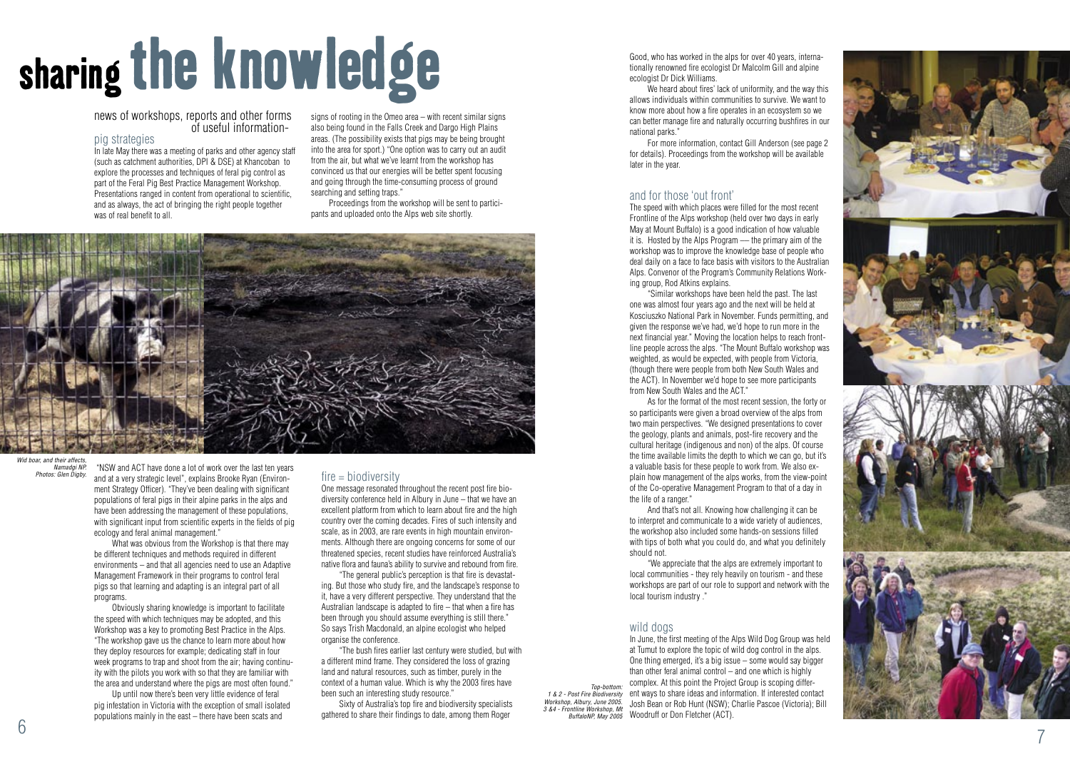# sharing the knowledge

news of workshops, reports and other forms of useful information-

## pig strategies

In late May there was a meeting of parks and other agency staff (such as catchment authorities, DPI & DSE) at Khancoban to explore the processes and techniques of feral pig control as part of the Feral Pig Best Practice Management Workshop. Presentations ranged in content from operational to scientific, and as always, the act of bringing the right people together was of real benefit to all.

*Wid boar, and their affects, Namadgi NP. Photos: Glen Digby.*

"NSW and ACT have done a lot of work over the last ten years and at a very strategic level", explains Brooke Ryan (Environment Strategy Officer). "They've been dealing with significant populations of feral pigs in their alpine parks in the alps and have been addressing the management of these populations, with significant input from scientific experts in the fields of pig ecology and feral animal management."

What was obvious from the Workshop is that there may be different techniques and methods required in different environments – and that all agencies need to use an Adaptive Management Framework in their programs to control feral pigs so that learning and adapting is an integral part of all programs.

Obviously sharing knowledge is important to facilitate the speed with which techniques may be adopted, and this Workshop was a key to promoting Best Practice in the Alps. "The workshop gave us the chance to learn more about how they deploy resources for example; dedicating staff in four week programs to trap and shoot from the air; having continuity with the pilots you work with so that they are familiar with the area and understand where the pigs are most often found."

Up until now there's been very little evidence of feral pig infestation in Victoria with the exception of small isolated populations mainly in the east – there have been scats and signs of rooting in the Omeo area – with recent similar signs also being found in the Falls Creek and Dargo High Plains areas. (The possibility exists that pigs may be being brought into the area for sport.) "One option was to carry out an audit from the air, but what we've learnt from the workshop has convinced us that our energies will be better spent focusing and going through the time-consuming process of ground searching and setting traps."

Proceedings from the workshop will be sent to participants and uploaded onto the Alps web site shortly.

## fire = biodiversity

One message resonated throughout the recent post fire biodiversity conference held in Albury in June – that we have an excellent platform from which to learn about fire and the high country over the coming decades. Fires of such intensity and scale, as in 2003, are rare events in high mountain environments. Although there are ongoing concerns for some of our threatened species, recent studies have reinforced Australia's native flora and fauna's ability to survive and rebound from fire.

"The general public's perception is that fire is devastating. But those who study fire, and the landscape's response to it, have a very different perspective. They understand that the Australian landscape is adapted to fire – that when a fire has been through you should assume everything is still there." So says Trish Macdonald, an alpine ecologist who helped organise the conference.

"The bush fires earlier last century were studied, but with a different mind frame. They considered the loss of grazing land and natural resources, such as timber, purely in the context of a human value. Which is why the 2003 fires have been such an interesting study resource."

Sixty of Australia's top fire and biodiversity specialists gathered to share their findings to date, among them Roger Good, who has worked in the alps for over 40 years, internationally renowned fire ecologist Dr Malcolm Gill and alpine ecologist Dr Dick Williams.

We heard about fires' lack of uniformity, and the way this allows individuals within communities to survive. We want to know more about how a fire operates in an ecosystem so we can better manage fire and naturally occurring bushfires in our national parks."

For more information, contact Gill Anderson (see page 2 for details). Proceedings from the workshop will be available later in the year.

## and for those 'out front'

The speed with which places were filled for the most recent Frontline of the Alps workshop (held over two days in early May at Mount Buffalo) is a good indication of how valuable it is. Hosted by the Alps Program — the primary aim of the workshop was to improve the knowledge base of people who deal daily on a face to face basis with visitors to the Australian Alps. Convenor of the Program's Community Relations Working group, Rod Atkins explains.

"Similar workshops have been held the past. The last one was almost four years ago and the next will be held at Kosciuszko National Park in November. Funds permitting, and given the response we've had, we'd hope to run more in the next financial year." Moving the location helps to reach frontline people across the alps. "The Mount Buffalo workshop was weighted, as would be expected, with people from Victoria, (though there were people from both New South Wales and the ACT). In November we'd hope to see more participants from New South Wales and the ACT."

As for the format of the most recent session, the forty or so participants were given a broad overview of the alps from two main perspectives. "We designed presentations to cover the geology, plants and animals, post-fire recovery and the cultural heritage (indigenous and non) of the alps. Of course the time available limits the depth to which we can go, but it's a valuable basis for these people to work from. We also explain how management of the alps works, from the view-point of the Co-operative Management Program to that of a day in the life of a ranger."

And that's not all. Knowing how challenging it can be to interpret and communicate to a wide variety of audiences, the workshop also included some hands-on sessions filled with tips of both what you could do, and what you definitely should not.

"We appreciate that the alps are extremely important to local communities - they rely heavily on tourism - and these workshops are part of our role to support and network with the local tourism industry ."

## wild dogs

In June, the first meeting of the Alps Wild Dog Group was held at Tumut to explore the topic of wild dog control in the alps. One thing emerged, it's a big issue – some would say bigger than other feral animal control – and one which is highly complex. At this point the Project Group is scoping different ways to share ideas and information. If interested contact Josh Bean or Rob Hunt (NSW); Charlie Pascoe (Victoria); Bill Woodruff or Don Fletcher (ACT).

*Top-bottom: 1 & 2 - Post Fire Biodiversity Workshop, Albury, June 2005. 3 &4 - Frontline Workshop, Mt BuffaloNP, May 2005*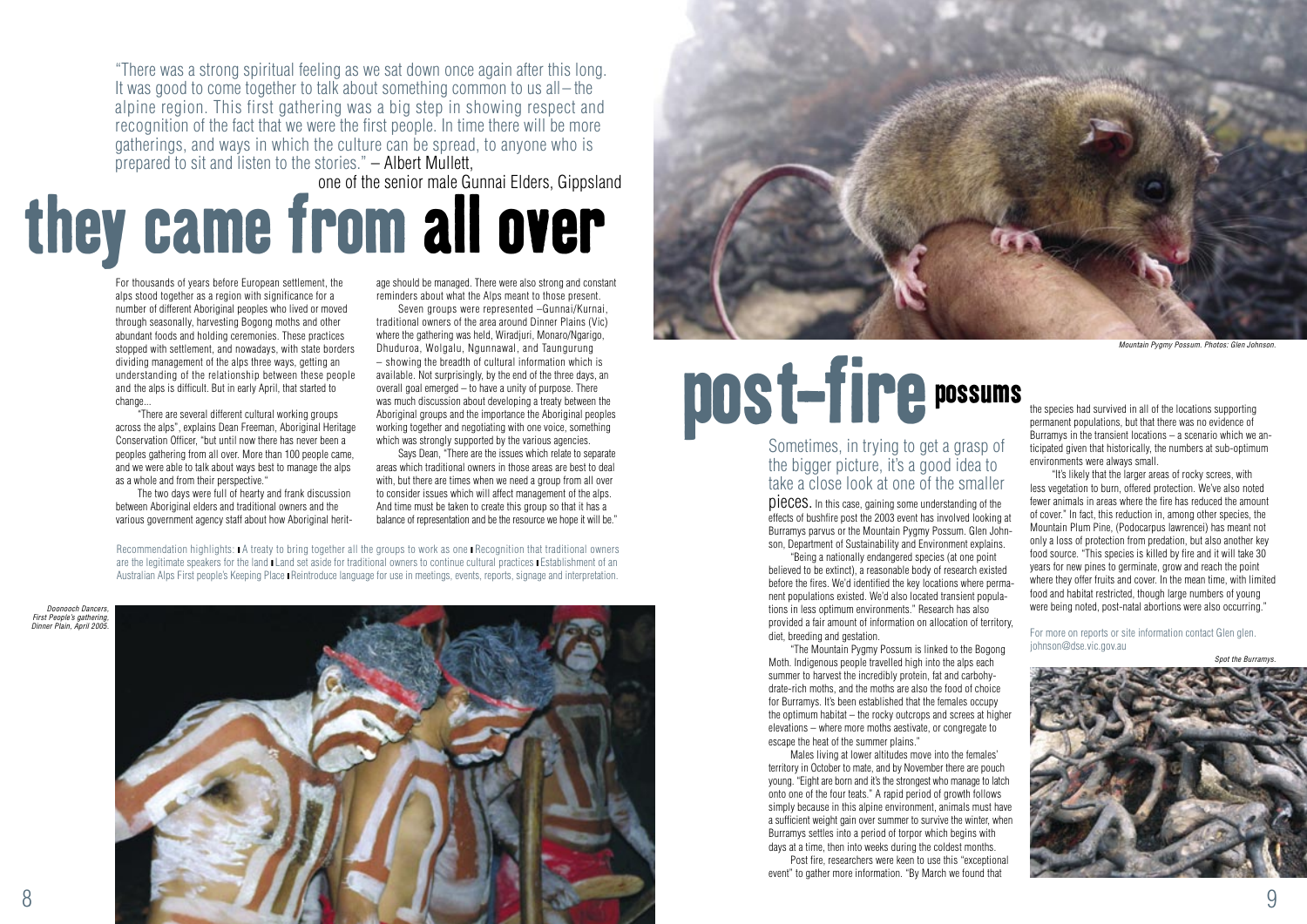"There was a strong spiritual feeling as we sat down once again after this long. It was good to come together to talk about something common to us all – the alpine region. This first gathering was a big step in showing respect and recognition of the fact that we were the first people. In time there will be more gatherings, and ways in which the culture can be spread, to anyone who is prepared to sit and listen to the stories." – Albert Mullett, one of the senior male Gunnai Elders, Gippsland

# they came from all over

For thousands of years before European settlement, the alps stood together as a region with significance for a number of different Aboriginal peoples who lived or moved through seasonally, harvesting Bogong moths and other abundant foods and holding ceremonies. These practices stopped with settlement, and nowadays, with state borders dividing management of the alps three ways, getting an understanding of the relationship between these people and the alps is difficult. But in early April, that started to change...

"There are several different cultural working groups across the alps", explains Dean Freeman, Aboriginal Heritage Conservation Officer, "but until now there has never been a peoples gathering from all over. More than 100 people came, and we were able to talk about ways best to manage the alps as a whole and from their perspective."

The two days were full of hearty and frank discussion between Aboriginal elders and traditional owners and the various government agency staff about how Aboriginal heritage should be managed. There were also strong and constant reminders about what the Alps meant to those present.

Seven groups were represented –Gunnai/Kurnai, traditional owners of the area around Dinner Plains (Vic) where the gathering was held, Wiradjuri, Monaro/Ngarigo, Dhuduroa, Wolgalu, Ngunnawal, and Taungurung – showing the breadth of cultural information which is available. Not surprisingly, by the end of the three days, an overall goal emerged – to have a unity of purpose. There was much discussion about developing a treaty between the Aboriginal groups and the importance the Aboriginal peoples working together and negotiating with one voice, something which was strongly supported by the various agencies.

Says Dean, "There are the issues which relate to separate areas which traditional owners in those areas are best to deal with, but there are times when we need a group from all over to consider issues which will affect management of the alps. And time must be taken to create this group so that it has a balance of representation and be the resource we hope it will be."

Recommendation highlights: ▮ A treaty to bring together all the groups to work as one ▮ Recognition that traditional owners are the legitimate speakers for the land ▮ Land set aside for traditional owners to continue cultural practices ▮ Establishment of an Australian Alps First people's Keeping Place ▮ Reintroduce language for use in meetings, events, reports, signage and interpretation.

*Doonooch Dancers, First People's gathering, Dinner Plain, April 2005.*

*Mountain Pygmy Possum. Photos: Glen Johnson.*

# post-fire possums

Sometimes, in trying to get a grasp of the bigger picture, it's a good idea to take a close look at one of the smaller pieces. In this case, gaining some understanding of the effects of bushfire post the 2003 event has involved looking at Burramys parvus or the Mountain Pygmy Possum. Glen Johnson, Department of Sustainability and Environment explains.

"Being a nationally endangered species (at one point believed to be extinct), a reasonable body of research existed before the fires. We'd identified the key locations where permanent populations existed. We'd also located transient populations in less optimum environments." Research has also provided a fair amount of information on allocation of territory, diet, breeding and gestation.

"The Mountain Pygmy Possum is linked to the Bogong Moth. Indigenous people travelled high into the alps each summer to harvest the incredibly protein, fat and carbohydrate-rich moths, and the moths are also the food of choice for Burramys. It's been established that the females occupy the optimum habitat – the rocky outcrops and screes at higher elevations – where more moths aestivate, or congregate to escape the heat of the summer plains."

Males living at lower altitudes move into the females' territory in October to mate, and by November there are pouch young. "Eight are born and it's the strongest who manage to latch onto one of the four teats." A rapid period of growth follows simply because in this alpine environment, animals must have a sufficient weight gain over summer to survive the winter, when Burramys settles into a period of torpor which begins with days at a time, then into weeks during the coldest months.

Post fire, researchers were keen to use this "exceptional event" to gather more information. "By March we found that the species had survived in all of the locations supporting permanent populations, but that there was no evidence of Burramys in the transient locations – a scenario which we anticipated given that historically, the numbers at sub-optimum environments were always small.

"It's likely that the larger areas of rocky screes, with less vegetation to burn, offered protection. We've also noted fewer animals in areas where the fire has reduced the amount of cover." In fact, this reduction in, among other species, the Mountain Plum Pine, (Podocarpus lawrencei) has meant not only a loss of protection from predation, but also another key food source. "This species is killed by fire and it will take 30 years for new pines to germinate, grow and reach the point where they offer fruits and cover. In the mean time, with limited food and habitat restricted, though large numbers of young were being noted, post-natal abortions were also occurring."

For more on reports or site information contact Glen glen.johnson@dse.vic.gov.au

*Spot the Burramys.*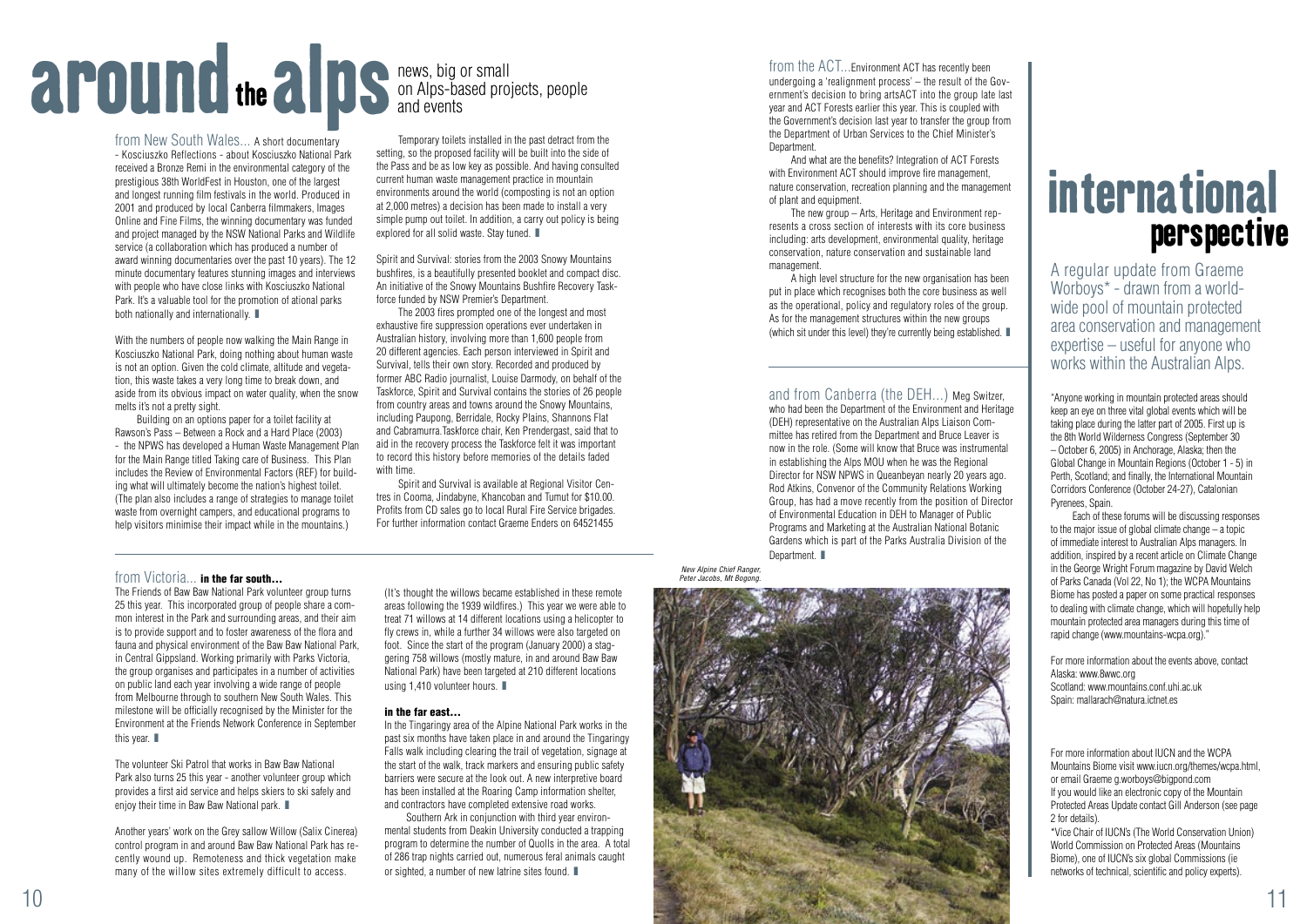# around the alps

news, big or small on Alps-based projects, people and events

from New South Wales... A short documentary - Kosciuszko Reflections - about Kosciuszko National Park received a Bronze Remi in the environmental category of the prestigious 38th WorldFest in Houston, one of the largest and longest running film festivals in the world. Produced in 2001 and produced by local Canberra filmmakers, Images Online and Fine Films, the winning documentary was funded and project managed by the NSW National Parks and Wildlife service (a collaboration which has produced a number of award winning documentaries over the past 10 years). The 12 minute documentary features stunning images and interviews with people who have close links with Kosciuszko National Park. It's a valuable tool for the promotion of ational parks both nationally and internationally. ■

With the numbers of people now walking the Main Range in Kosciuszko National Park, doing nothing about human waste is not an option. Given the cold climate, altitude and vegetation, this waste takes a very long time to break down, and aside from its obvious impact on water quality, when the snow melts it's not a pretty sight.

Building on an options paper for a toilet facility at Rawson's Pass – Between a Rock and a Hard Place (2003) - the NPWS has developed a Human Waste Management Plan for the Main Range titled Taking care of Business. This Plan includes the Review of Environmental Factors (REF) for building what will ultimately become the nation's highest toilet. (The plan also includes a range of strategies to manage toilet waste from overnight campers, and educational programs to help visitors minimise their impact while in the mountains.)

Temporary toilets installed in the past detract from the setting, so the proposed facility will be built into the side of the Pass and be as low key as possible. And having consulted current human waste management practice in mountain environments around the world (composting is not an option at 2,000 metres) a decision has been made to install a very simple pump out toilet. In addition, a carry out policy is being explored for all solid waste. Stay tuned. ■

Spirit and Survival: stories from the 2003 Snowy Mountains bushfires, is a beautifully presented booklet and compact disc. An initiative of the Snowy Mountains Bushfire Recovery Taskforce funded by NSW Premier's Department.

The 2003 fires prompted one of the longest and most exhaustive fire suppression operations ever undertaken in Australian history, involving more than 1,600 people from 20 different agencies. Each person interviewed in Spirit and Survival, tells their own story. Recorded and produced by former ABC Radio journalist, Louise Darmody, on behalf of the Taskforce, Spirit and Survival contains the stories of 26 people from country areas and towns around the Snowy Mountains, including Paupong, Berridale, Rocky Plains, Shannons Flat and Cabramurra.Taskforce chair, Ken Prendergast, said that to aid in the recovery process the Taskforce felt it was important to record this history before memories of the details faded with time.

Spirit and Survival is available at Regional Visitor Centres in Cooma, Jindabyne, Khancoban and Tumut for $10.00. Profits from CD sales go to local Rural Fire Service brigades. For further information contact Graeme Enders on 64521455

from Victoria... **in the far south...**

The Friends of Baw Baw National Park volunteer group turns 25 this year. This incorporated group of people share a common interest in the Park and surrounding areas, and their aim is to provide support and to foster awareness of the flora and fauna and physical environment of the Baw Baw National Park, in Central Gippsland. Working primarily with Parks Victoria, the group organises and participates in a number of activities on public land each year involving a wide range of people from Melbourne through to southern New South Wales. This milestone will be officially recognised by the Minister for the Environment at the Friends Network Conference in September this year. ■

The volunteer Ski Patrol that works in Baw Baw National Park also turns 25 this year - another volunteer group which provides a first aid service and helps skiers to ski safely and enjoy their time in Baw Baw National park. ■

Another years' work on the Grey sallow Willow (Salix Cinerea) control program in and around Baw Baw National Park has recently wound up. Remoteness and thick vegetation make many of the willow sites extremely difficult to access.

(It's thought the willows became established in these remote areas following the 1939 wildfires.) This year we were able to treat 71 willows at 14 different locations using a helicopter to fly crews in, while a further 34 willows were also targeted on foot. Since the start of the program (January 2000) a staggering 758 willows (mostly mature, in and around Baw Baw National Park) have been targeted at 210 different locations using 1,410 volunteer hours. ■

**in the far east...**

In the Tingaringy area of the Alpine National Park works in the past six months have taken place in and around the Tingaringy Falls walk including clearing the trail of vegetation, signage at the start of the walk, track markers and ensuring public safety barriers were secure at the look out. A new interpretive board has been installed at the Roaring Camp information shelter, and contractors have completed extensive road works.

Southern Ark in conjunction with third year environmental students from Deakin University conducted a trapping program to determine the number of Quolls in the area. A total of 286 trap nights carried out, numerous feral animals caught or sighted, a number of new latrine sites found. ■

from the ACT...Environment ACT has recently been undergoing a 'realignment process' – the result of the Government's decision to bring artsACT into the group late last year and ACT Forests earlier this year. This is coupled with the Government's decision last year to transfer the group from the Department of Urban Services to the Chief Minister's Department.

And what are the benefits? Integration of ACT Forests with Environment ACT should improve fire management, nature conservation, recreation planning and the management of plant and equipment.

The new group – Arts, Heritage and Environment represents a cross section of interests with its core business including: arts development, environmental quality, heritage conservation, nature conservation and sustainable land management.

A high level structure for the new organisation has been put in place which recognises both the core business as well as the operational, policy and regulatory roles of the group. As for the management structures within the new groups (which sit under this level) they're currently being established. ■

and from Canberra (the DEH...) Meg Switzer, who had been the Department of the Environment and Heritage (DEH) representative on the Australian Alps Liaison Committee has retired from the Department and Bruce Leaver is now in the role. (Some will know that Bruce was instrumental in establishing the Alps MOU when he was the Regional Director for NSW NPWS in Queanbeyan nearly 20 years ago. Rod Atkins, Convenor of the Community Relations Working Group, has had a move recently from the position of Director of Environmental Education in DEH to Manager of Public Programs and Marketing at the Australian National Botanic Gardens which is part of the Parks Australia Division of the Department. ■

*New Alpine Chief Ranger, Peter Jacobs, Mt Bogong.*

# international perspective

A regular update from Graeme Worboys* - drawn from a world-wide pool of mountain protected area conservation and management expertise – useful for anyone who works within the Australian Alps.

"Anyone working in mountain protected areas should keep an eye on three vital global events which will be taking place during the latter part of 2005. First up is the 8th World Wilderness Congress (September 30 – October 6, 2005) in Anchorage, Alaska; then the Global Change in Mountain Regions (October 1 - 5) in Perth, Scotland; and finally, the International Mountain Corridors Conference (October 24-27), Catalonian Pyrenees, Spain.

Each of these forums will be discussing responses to the major issue of global climate change – a topic of immediate interest to Australian Alps managers. In addition, inspired by a recent article on Climate Change in the George Wright Forum magazine by David Welch of Parks Canada (Vol 22, No 1); the WCPA Mountains Biome has posted a paper on some practical responses to dealing with climate change, which will hopefully help mountain protected area managers during this time of rapid change (www.mountains-wcpa.org)."

For more information about the events above, contact
Alaska: www.8wwc.org
Scotland: www.mountains.conf.uhi.ac.uk
Spain: mallarach@natura.ictnet.es

For more information about IUCN and the WCPA Mountains Biome visit www.iucn.org/themes/wcpa.html, or email Graeme g.worboys@bigpond.com
If you would like an electronic copy of the Mountain Protected Areas Update contact Gill Anderson (see page 2 for details).
*Vice Chair of IUCN's (The World Conservation Union) World Commission on Protected Areas (Mountains Biome), one of IUCN's six global Commissions (ie networks of technical, scientific and policy experts).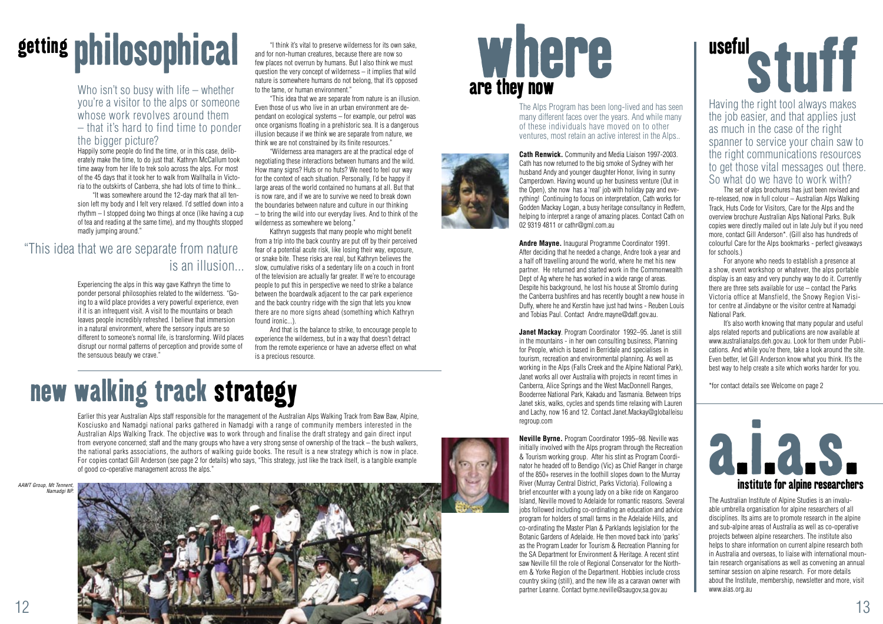# getting philosophical

Who isn't so busy with life – whether you're a visitor to the alps or someone whose work revolves around them – that it's hard to find time to ponder the bigger picture?

Happily some people do find the time, or in this case, deliberately make the time, to do just that. Kathryn McCallum took time away from her life to trek solo across the alps. For most of the 45 days that it took her to walk from Wallhalla in Victoria to the outskirts of Canberra, she had lots of time to think...

"It was somewhere around the 12-day mark that all tension left my body and I felt very relaxed. I'd settled down into a rhythm – I stopped doing two things at once (like having a cup of tea and reading at the same time), and my thoughts stopped madly jumping around."

> "This idea that we are separate from nature is an illusion...

Experiencing the alps in this way gave Kathryn the time to ponder personal philosophies related to the wilderness. "Going to a wild place provides a very powerful experience, even if it is an infrequent visit. A visit to the mountains or beach leaves people incredibly refreshed. I believe that immersion in a natural environment, where the sensory inputs are so different to someone's normal life, is transforming. Wild places disrupt our normal patterns of perception and provide some of the sensuous beauty we crave."

"I think it's vital to preserve wilderness for its own sake, and for non-human creatures, because there are now so few places not overrun by humans. But I also think we must question the very concept of wilderness – it implies that wild nature is somewhere humans do not belong, that it's opposed to the tame, or human environment."

"This idea that we are separate from nature is an illusion. Even those of us who live in an urban environment are dependant on ecological systems – for example, our petrol was once organisms floating in a prehistoric sea. It is a dangerous illusion because if we think we are separate from nature, we think we are not constrained by its finite resources."

"Wilderness area managers are at the practical edge of negotiating these interactions between humans and the wild. How many signs? Huts or no huts? We need to feel our way for the context of each situation. Personally, I'd be happy if large areas of the world contained no humans at all. But that is now rare, and if we are to survive we need to break down the boundaries between nature and culture in our thinking – to bring the wild into our everyday lives. And to think of the wilderness as somewhere we belong."

Kathryn suggests that many people who might benefit from a trip into the back country are put off by their perceived fear of a potential acute risk, like losing their way, exposure, or snake bite. These risks are real, but Kathryn believes the slow, cumulative risks of a sedentary life on a couch in front of the television are actually far greater. If we're to encourage people to put this in perspective we need to strike a balance between the boardwalk adjacent to the car park experience and the back country ridge with the sign that lets you know there are no more signs ahead (something which Kathryn found ironic...).

And that is the balance to strike, to encourage people to experience the wilderness, but in a way that doesn't detract from the remote experience or have an adverse effect on what is a precious resource.

# new walking track strategy

Earlier this year Australian Alps staff responsible for the management of the Australian Alps Walking Track from Baw Baw, Alpine, Kosciusko and Namadgi national parks gathered in Namadgi with a range of community members interested in the Australian Alps Walking Track. The objective was to work through and finalise the draft strategy and gain direct input from everyone concerned; staff and the many groups who have a very strong sense of ownership of the track – the bush walkers, the national parks associations, the authors of walking guide books. The result is a new strategy which is now in place. For copies contact Gill Anderson (see page 2 for details) who says, "This strategy, just like the track itself, is a tangible example of good co-operative management across the alps."

*AAWT Group, Mt Tennent, Namadgi NP.*

# where are they now

The Alps Program has been long-lived and has seen many different faces over the years. And while many of these individuals have moved on to other ventures, most retain an active interest in the Alps..

**Cath Renwick.** Community and Media Liaison 1997-2003. Cath has now returned to the big smoke of Sydney with her husband Andy and younger daughter Honor, living in sunny Camperdown. Having wound up her business venture (Out in the Open), she now has a 'real' job with holiday pay and everything! Continuing to focus on interpretation, Cath works for Godden Mackay Logan, a busy heritage consultancy in Redfern, helping to interpret a range of amazing places. Contact Cath on 02 9319 4811 or cathr@gml.com.au

**Andre Mayne.** Inaugural Programme Coordinator 1991. After deciding that he needed a change, Andre took a year and a half off travelling around the world, where he met his new partner. He returned and started work in the Commonwealth Dept of Ag where he has worked in a wide range of areas. Despite his background, he lost his house at Stromlo during the Canberra bushfires and has recently bought a new house in Duffy, where he and Kerstin have just had twins - Reuben Louis and Tobias Paul. Contact Andre.mayne@daff.gov.au.

**Janet Mackay**. Program Coordinator 1992–95. Janet is still in the mountains - in her own consulting business, Planning for People, which is based in Berridale and specialises in tourism, recreation and environmental planning. As well as working in the Alps (Falls Creek and the Alpine National Park), Janet works all over Australia with projects in recent times in Canberra, Alice Springs and the West MacDonnell Ranges, Booderree National Park, Kakadu and Tasmania. Between trips Janet skis, walks, cycles and spends time relaxing with Lauren and Lachy, now 16 and 12. Contact Janet.Mackay@globalleisuregroup.com

**Neville Byrne.** Program Coordinator 1995–98. Neville was initially involved with the Alps program through the Recreation & Tourism working group. After his stint as Program Coordinator he headed off to Bendigo (Vic) as Chief Ranger in charge of the 850+ reserves in the foothill slopes down to the Murray River (Murray Central District, Parks Victoria). Following a brief encounter with a young lady on a bike ride on Kangaroo Island, Neville moved to Adelaide for romantic reasons. Several jobs followed including co-ordinating an education and advice program for holders of small farms in the Adelaide Hills, and co-ordinating the Master Plan & Parklands legislation for the Botanic Gardens of Adelaide. He then moved back into 'parks' as the Program Leader for Tourism & Recreation Planning for the SA Department for Environment & Heritage. A recent stint saw Neville fill the role of Regional Conservator for the Northern & Yorke Region of the Department. Hobbies include cross country skiing (still), and the new life as a caravan owner with partner Leanne. Contact byrne.neville@saugov,sa.gov.au

# useful stuff

Having the right tool always makes the job easier, and that applies just as much in the case of the right spanner to service your chain saw to the right communications resources to get those vital messages out there. So what do we have to work with?

The set of alps brochures has just been revised and re-released, now in full colour – Australian Alps Walking Track, Huts Code for Visitors, Care for the Alps and the overview brochure Australian Alps National Parks. Bulk copies were directly mailed out in late July but if you need more, contact Gill Anderson\*. (Gill also has hundreds of colourful Care for the Alps bookmarks - perfect giveaways for schools.)

For anyone who needs to establish a presence at a show, event workshop or whatever, the alps portable display is an easy and very punchy way to do it. Currently there are three sets available for use – contact the Parks Victoria office at Mansfield, the Snowy Region Visitor centre at Jindabyne or the visitor centre at Namadgi National Park.

It's also worth knowing that many popular and useful alps related reports and publications are now available at www.australianalps.deh.gov.au. Look for them under Publications. And while you're there, take a look around the site. Even better, let Gill Anderson know what you think. It's the best way to help create a site which works harder for you.

\*for contact details see Welcome on page 2

# a.i.a.s.

## institute for alpine researchers

The Australian Institute of Alpine Studies is an invaluable umbrella organisation for alpine researchers of all disciplines. Its aims are to promote research in the alpine and sub-alpine areas of Australia as well as co-operative projects between alpine researchers. The institute also helps to share information on current alpine research both in Australia and overseas, to liaise with international mountain research organisations as well as convening an annual seminar session on alpine research. For more details about the Institute, membership, newsletter and more, visit www.aias.org.au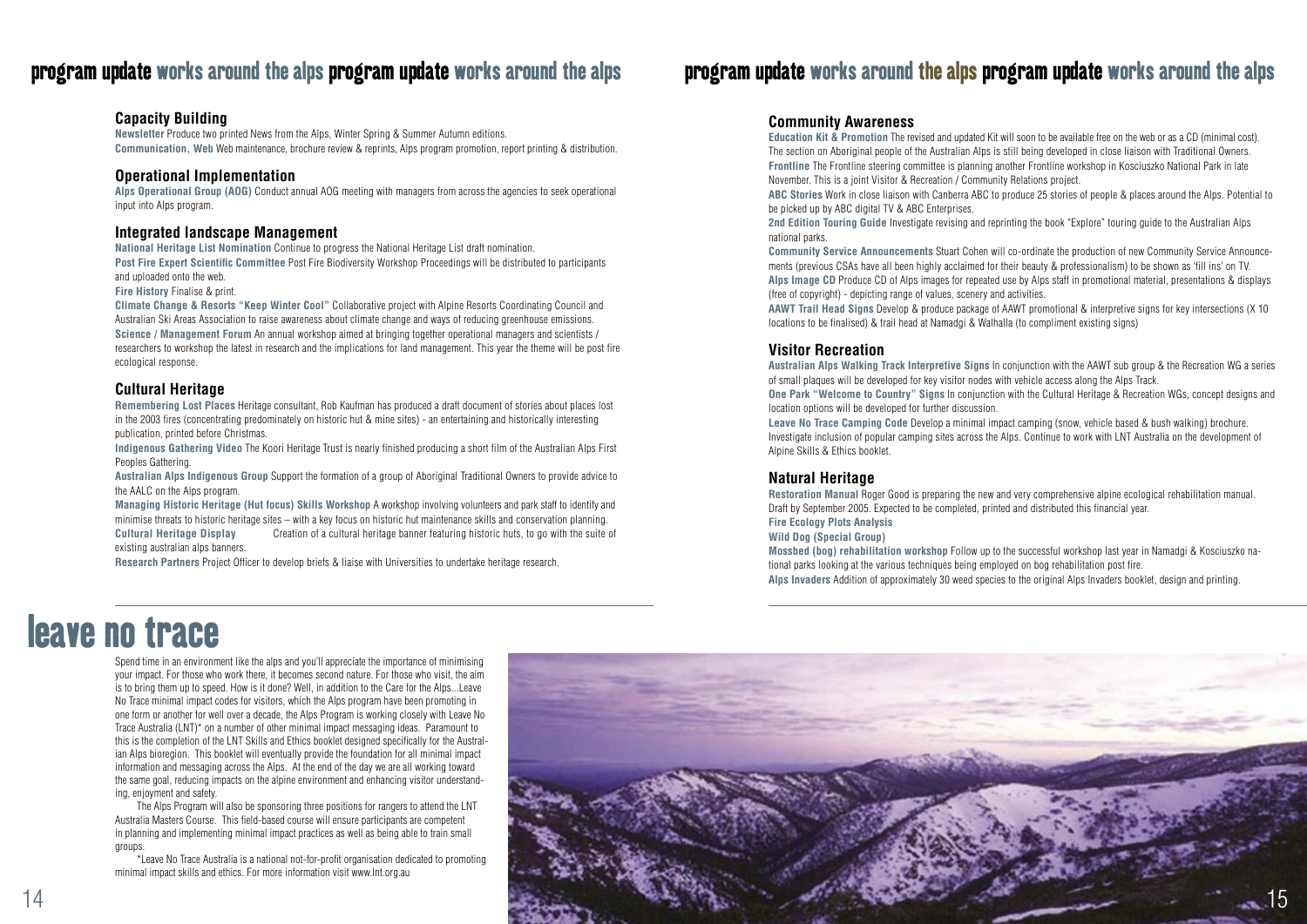## program update works around the alps

### Capacity Building

**Newsletter** Produce two printed News from the Alps, Winter Spring & Summer Autumn editions.

**Communication, Web** Web maintenance, brochure review & reprints, Alps program promotion, report printing & distribution.

### Operational Implementation

**Alps Operational Group (AOG)** Conduct annual AOG meeting with managers from across the agencies to seek operational input into Alps program.

### Integrated landscape Management

**National Heritage List Nomination** Continue to progress the National Heritage List draft nomination.

**Post Fire Expert Scientific Committee** Post Fire Biodiversity Workshop Proceedings will be distributed to participants and uploaded onto the web.

**Fire History** Finalise & print.

**Climate Change & Resorts "Keep Winter Cool"** Collaborative project with Alpine Resorts Coordinating Council and Australian Ski Areas Association to raise awareness about climate change and ways of reducing greenhouse emissions.

**Science / Management Forum** An annual workshop aimed at bringing together operational managers and scientists / researchers to workshop the latest in research and the implications for land management. This year the theme will be post fire ecological response.

### Cultural Heritage

**Remembering Lost Places** Heritage consultant, Rob Kaufman has produced a draft document of stories about places lost in the 2003 fires (concentrating predominately on historic hut & mine sites) - an entertaining and historically interesting publication, printed before Christmas.

**Indigenous Gathering Video** The Koori Heritage Trust is nearly finished producing a short film of the Australian Alps First Peoples Gathering.

**Australian Alps Indigenous Group** Support the formation of a group of Aboriginal Traditional Owners to provide advice to the AALC on the Alps program.

**Managing Historic Heritage (Hut focus) Skills Workshop** A workshop involving volunteers and park staff to identify and minimise threats to historic heritage sites – with a key focus on historic hut maintenance skills and conservation planning.

**Cultural Heritage Display** Creation of a cultural heritage banner featuring historic huts, to go with the suite of existing australian alps banners.

**Research Partners** Project Officer to develop briefs & liaise with Universities to undertake heritage research.

### Community Awareness

**Education Kit & Promotion** The revised and updated Kit will soon to be available free on the web or as a CD (minimal cost). The section on Aboriginal people of the Australian Alps is still being developed in close liaison with Traditional Owners.

**Frontline** The Frontline steering committee is planning another Frontline workshop in Kosciuszko National Park in late November. This is a joint Visitor & Recreation / Community Relations project.

**ABC Stories** Work in close liaison with Canberra ABC to produce 25 stories of people & places around the Alps. Potential to be picked up by ABC digital TV & ABC Enterprises.

**2nd Edition Touring Guide** Investigate revising and reprinting the book "Explore" touring guide to the Australian Alps national parks.

**Community Service Announcements** Stuart Cohen will co-ordinate the production of new Community Service Announcements (previous CSAs have all been highly acclaimed for their beauty & professionalism) to be shown as 'fill ins' on TV.

**Alps Image CD** Produce CD of Alps images for repeated use by Alps staff in promotional material, presentations & displays (free of copyright) - depicting range of values, scenery and activities.

**AAWT Trail Head Signs** Develop & produce package of AAWT promotional & interpretive signs for key intersections (X 10 locations to be finalised) & trail head at Namadgi & Walhalla (to compliment existing signs)

### Visitor Recreation

**Australian Alps Walking Track Interpretive Signs** In conjunction with the AAWT sub group & the Recreation WG a series of small plaques will be developed for key visitor nodes with vehicle access along the Alps Track.

**One Park "Welcome to Country" Signs** In conjunction with the Cultural Heritage & Recreation WGs, concept designs and location options will be developed for further discussion.

**Leave No Trace Camping Code** Develop a minimal impact camping (snow, vehicle based & bush walking) brochure. Investigate inclusion of popular camping sites across the Alps. Continue to work with LNT Australia on the development of Alpine Skills & Ethics booklet.

### Natural Heritage

**Restoration Manual** Roger Good is preparing the new and very comprehensive alpine ecological rehabilitation manual. Draft by September 2005. Expected to be completed, printed and distributed this financial year.

**Fire Ecology Plots Analysis**

**Wild Dog (Special Group)**

**Mossbed (bog) rehabilitation workshop** Follow up to the successful workshop last year in Namadgi & Kosciuszko national parks looking at the various techniques being employed on bog rehabilitation post fire.

**Alps Invaders** Addition of approximately 30 weed species to the original Alps Invaders booklet, design and printing.

# leave no trace

Spend time in an environment like the alps and you'll appreciate the importance of minimising your impact. For those who work there, it becomes second nature. For those who visit, the aim is to bring them up to speed. How is it done? Well, in addition to the Care for the Alps...Leave No Trace minimal impact codes for visitors, which the Alps program have been promoting in one form or another for well over a decade, the Alps Program is working closely with Leave No Trace Australia (LNT)* on a number of other minimal impact messaging ideas. Paramount to this is the completion of the LNT Skills and Ethics booklet designed specifically for the Australian Alps bioregion. This booklet will eventually provide the foundation for all minimal impact information and messaging across the Alps. At the end of the day we are all working toward the same goal, reducing impacts on the alpine environment and enhancing visitor understanding, enjoyment and safety.

The Alps Program will also be sponsoring three positions for rangers to attend the LNT Australia Masters Course. This field-based course will ensure participants are competent in planning and implementing minimal impact practices as well as being able to train small groups.

*Leave No Trace Australia is a national not-for-profit organisation dedicated to promoting minimal impact skills and ethics. For more information visit www.lnt.org.au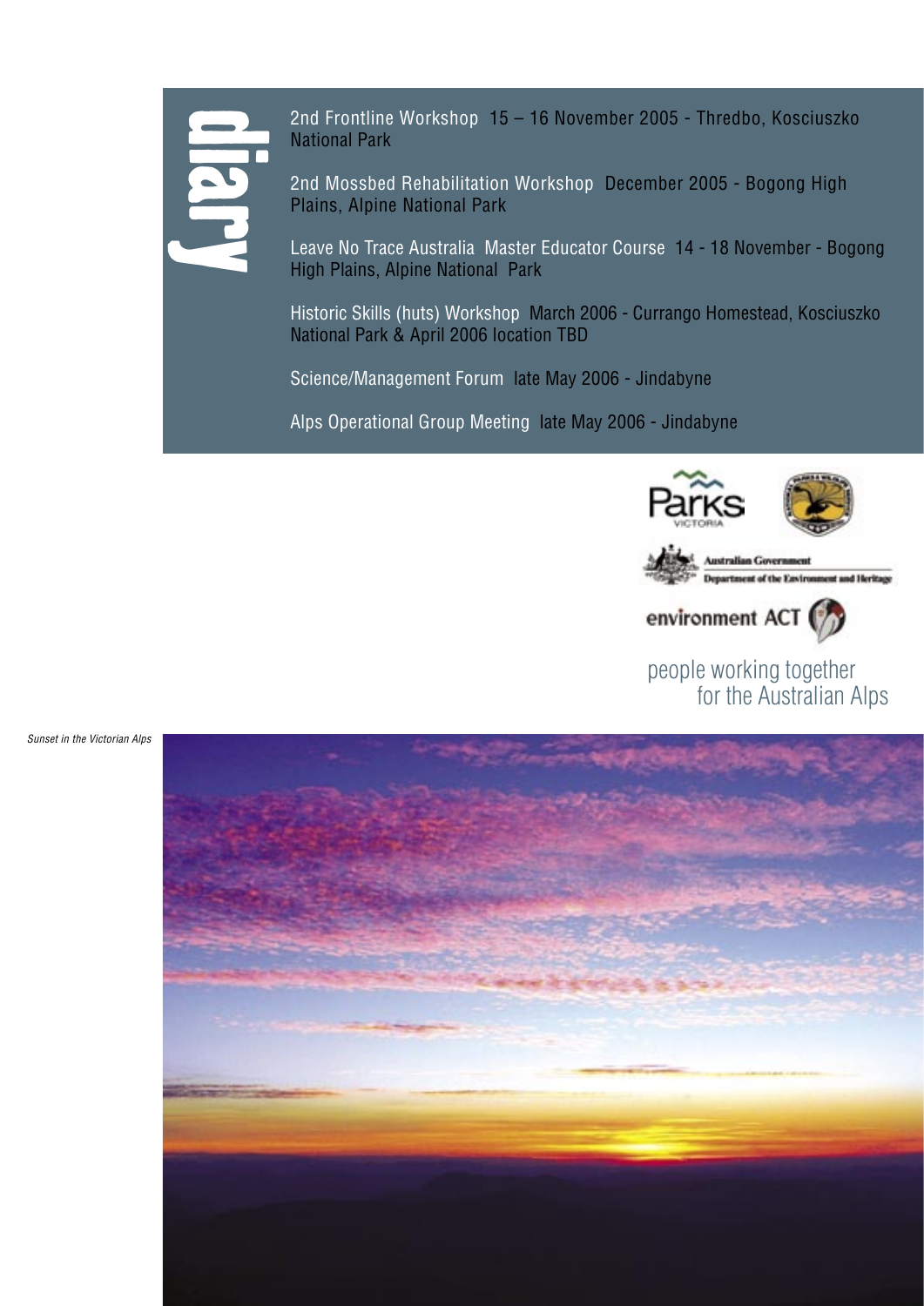# diary

**2nd Frontline Workshop** 15 – 16 November 2005 - Thredbo, Kosciuszko National Park

**2nd Mossbed Rehabilitation Workshop** December 2005 - Bogong High Plains, Alpine National Park

**Leave No Trace Australia Master Educator Course** 14 - 18 November - Bogong High Plains, Alpine National Park

**Historic Skills (huts) Workshop** March 2006 - Currango Homestead, Kosciuszko National Park & April 2006 location TBD

**Science/Management Forum** late May 2006 - Jindabyne

**Alps Operational Group Meeting** late May 2006 - Jindabyne

Parks Victoria

Australian Government Department of the Environment and Heritage

environment ACT

people working together
for the Australian Alps

*Sunset in the Victorian Alps*